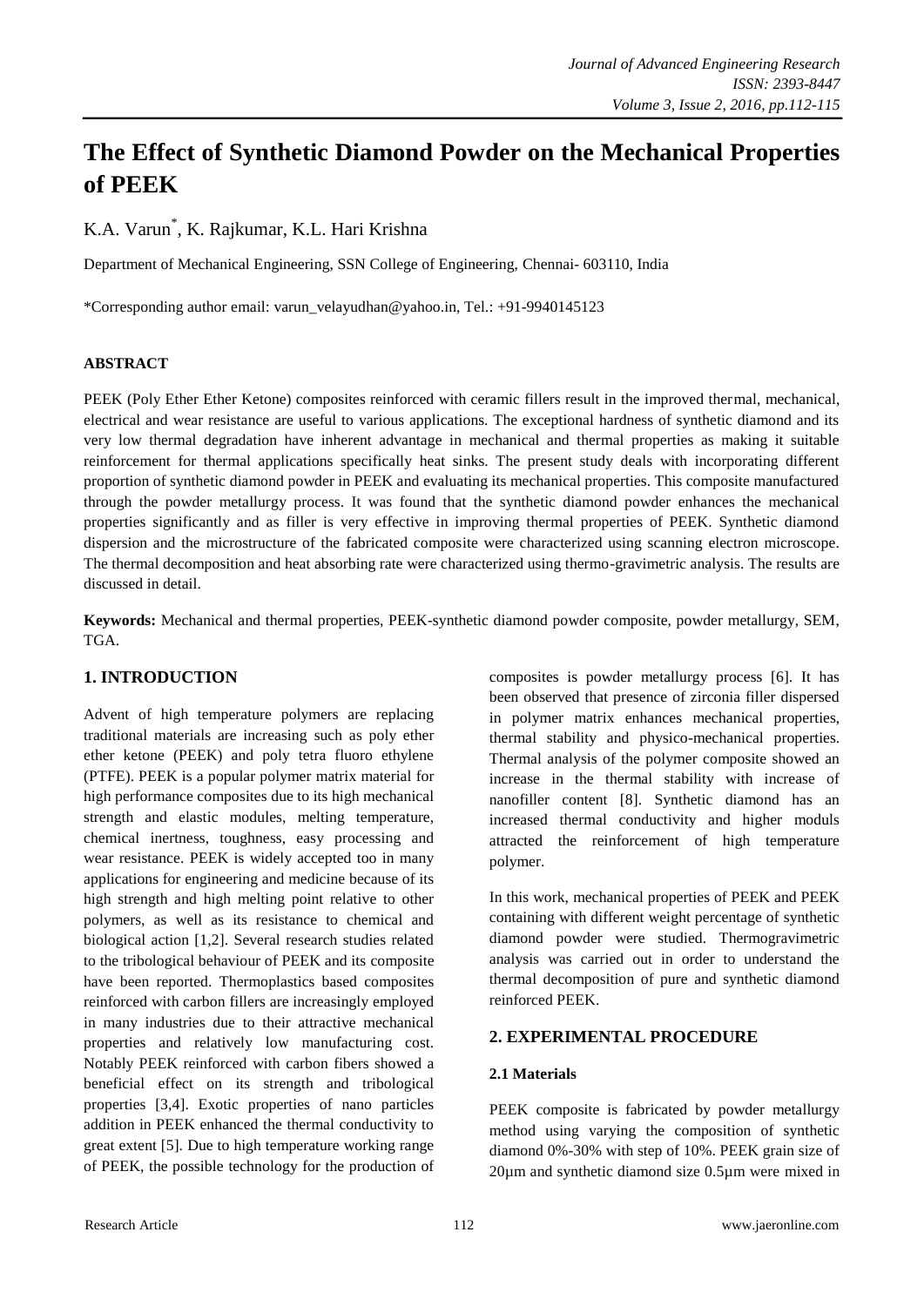# The Effect of Synthetic Diamond Powder on the Mechanical Properties of PEEK

K.A. Varun*, K. Rajkumar, K.L. Hari Krishna

Department of Mechanical Engineering, SSN College of Engineering, Chennai- 603110, India

*Corresponding author email: varun_velayudhan@yahoo.in, Tel.: +91-9940145123

### ABSTRACT

PEEK (Poly Ether Ether Ketone) composites reinforced with ceramic fillers result in the improved thermal, mechanical, electrical and wear resistance are useful to various applications. The exceptional hardness of synthetic diamond and its very low thermal degradation have inherent advantage in mechanical and thermal properties as making it suitable reinforcement for thermal applications specifically heat sinks. The present study deals with incorporating different proportion of synthetic diamond powder in PEEK and evaluating its mechanical properties. This composite manufactured through the powder metallurgy process. It was found that the synthetic diamond powder enhances the mechanical properties significantly and as filler is very effective in improving thermal properties of PEEK. Synthetic diamond dispersion and the microstructure of the fabricated composite were characterized using scanning electron microscope. The thermal decomposition and heat absorbing rate were characterized using thermo-gravimetric analysis. The results are discussed in detail.

**Keywords:** Mechanical and thermal properties, PEEK-synthetic diamond powder composite, powder metallurgy, SEM, TGA.

## 1. INTRODUCTION

Advent of high temperature polymers are replacing traditional materials are increasing such as poly ether ether ketone (PEEK) and poly tetra fluoro ethylene (PTFE). PEEK is a popular polymer matrix material for high performance composites due to its high mechanical strength and elastic modules, melting temperature, chemical inertness, toughness, easy processing and wear resistance. PEEK is widely accepted too in many applications for engineering and medicine because of its high strength and high melting point relative to other polymers, as well as its resistance to chemical and biological action [1,2]. Several research studies related to the tribological behaviour of PEEK and its composite have been reported. Thermoplastics based composites reinforced with carbon fillers are increasingly employed in many industries due to their attractive mechanical properties and relatively low manufacturing cost. Notably PEEK reinforced with carbon fibers showed a beneficial effect on its strength and tribological properties [3,4]. Exotic properties of nano particles addition in PEEK enhanced the thermal conductivity to great extent [5]. Due to high temperature working range of PEEK, the possible technology for the production of composites is powder metallurgy process [6]. It has been observed that presence of zirconia filler dispersed in polymer matrix enhances mechanical properties, thermal stability and physico-mechanical properties. Thermal analysis of the polymer composite showed an increase in the thermal stability with increase of nanofiller content [8]. Synthetic diamond has an increased thermal conductivity and higher moduls attracted the reinforcement of high temperature polymer.

In this work, mechanical properties of PEEK and PEEK containing with different weight percentage of synthetic diamond powder were studied. Thermogravimetric analysis was carried out in order to understand the thermal decomposition of pure and synthetic diamond reinforced PEEK.

## 2. EXPERIMENTAL PROCEDURE

### 2.1 Materials

PEEK composite is fabricated by powder metallurgy method using varying the composition of synthetic diamond 0%-30% with step of 10%. PEEK grain size of 20μm and synthetic diamond size 0.5μm were mixed in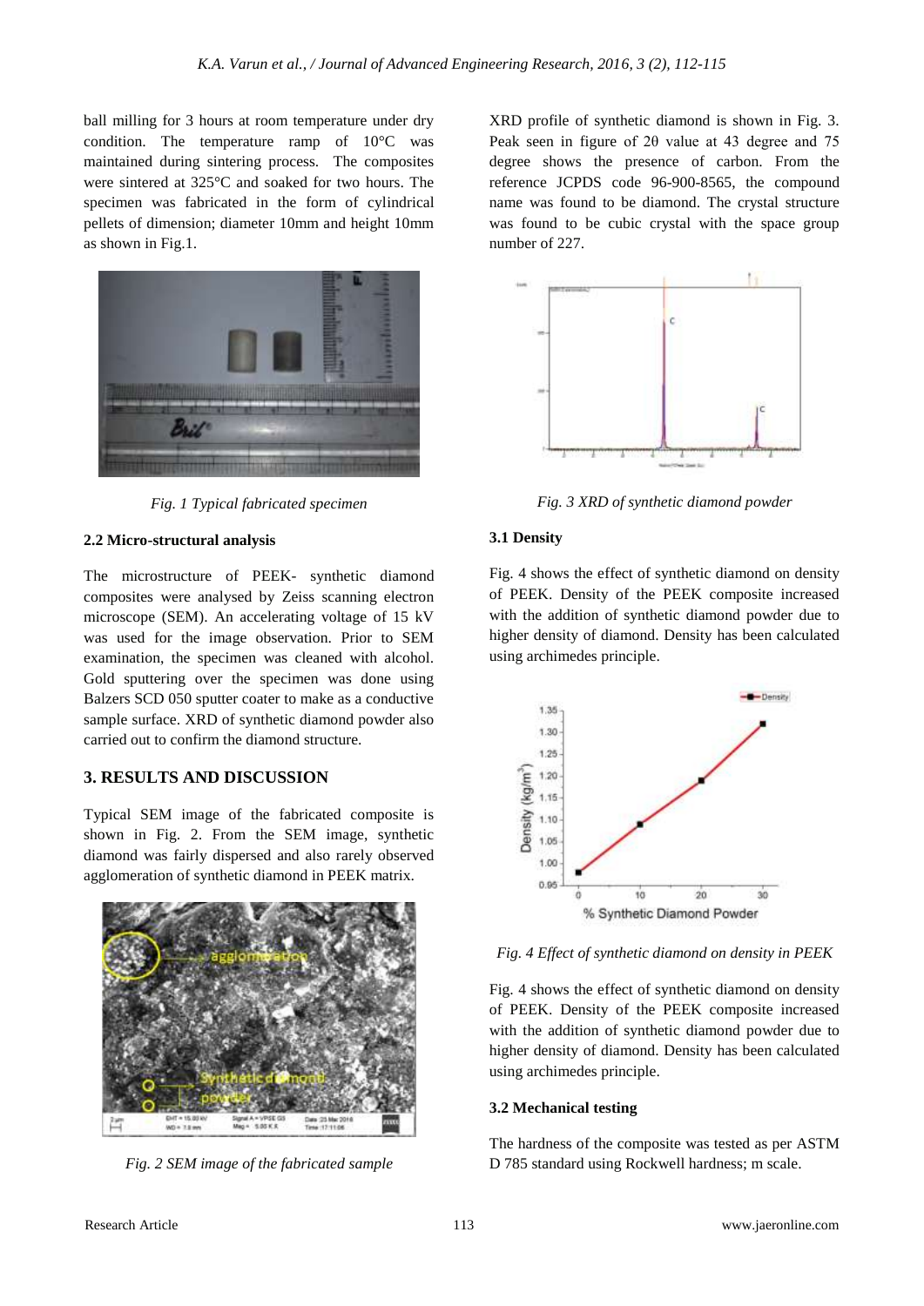ball milling for 3 hours at room temperature under dry condition. The temperature ramp of 10°C was maintained during sintering process. The composites were sintered at 325°C and soaked for two hours. The specimen was fabricated in the form of cylindrical pellets of dimension; diameter 10mm and height 10mm as shown in Fig.1.

*Fig. 1 Typical fabricated specimen*

### 2.2 Micro-structural analysis

The microstructure of PEEK- synthetic diamond composites were analysed by Zeiss scanning electron microscope (SEM). An accelerating voltage of 15 kV was used for the image observation. Prior to SEM examination, the specimen was cleaned with alcohol. Gold sputtering over the specimen was done using Balzers SCD 050 sputter coater to make as a conductive sample surface. XRD of synthetic diamond powder also carried out to confirm the diamond structure.

## 3. RESULTS AND DISCUSSION

Typical SEM image of the fabricated composite is shown in Fig. 2. From the SEM image, synthetic diamond was fairly dispersed and also rarely observed agglomeration of synthetic diamond in PEEK matrix.

*Fig. 2 SEM image of the fabricated sample*

XRD profile of synthetic diamond is shown in Fig. 3. Peak seen in figure of 2θ value at 43 degree and 75 degree shows the presence of carbon. From the reference JCPDS code 96-900-8565, the compound name was found to be diamond. The crystal structure was found to be cubic crystal with the space group number of 227.

*Fig. 3 XRD of synthetic diamond powder*

### 3.1 Density

Fig. 4 shows the effect of synthetic diamond on density of PEEK. Density of the PEEK composite increased with the addition of synthetic diamond powder due to higher density of diamond. Density has been calculated using archimedes principle.

*Fig. 4 Effect of synthetic diamond on density in PEEK*

Fig. 4 shows the effect of synthetic diamond on density of PEEK. Density of the PEEK composite increased with the addition of synthetic diamond powder due to higher density of diamond. Density has been calculated using archimedes principle.

### 3.2 Mechanical testing

The hardness of the composite was tested as per ASTM D 785 standard using Rockwell hardness; m scale.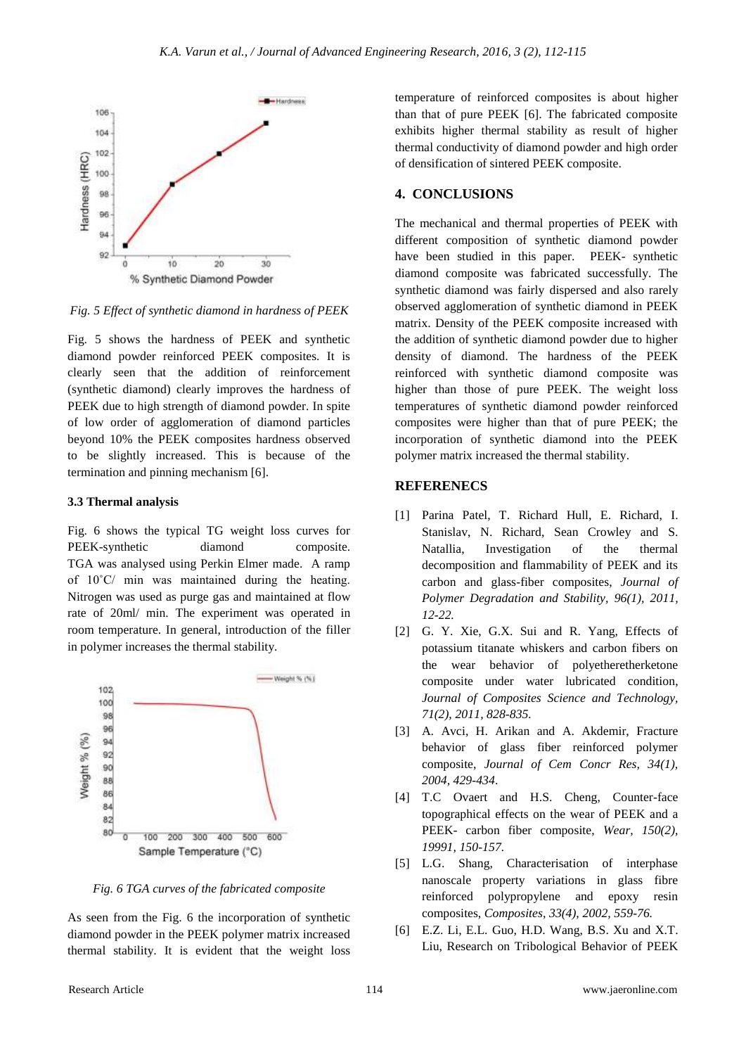Fig. 5 Effect of synthetic diamond in hardness of PEEK

Fig. 5 shows the hardness of PEEK and synthetic diamond powder reinforced PEEK composites. It is clearly seen that the addition of reinforcement (synthetic diamond) clearly improves the hardness of PEEK due to high strength of diamond powder. In spite of low order of agglomeration of diamond particles beyond 10% the PEEK composites hardness observed to be slightly increased. This is because of the termination and pinning mechanism [6].

### 3.3 Thermal analysis

Fig. 6 shows the typical TG weight loss curves for PEEK-synthetic diamond composite. TGA was analysed using Perkin Elmer made. A ramp of 10˚C/ min was maintained during the heating. Nitrogen was used as purge gas and maintained at flow rate of 20ml/ min. The experiment was operated in room temperature. In general, introduction of the filler in polymer increases the thermal stability.

Fig. 6 TGA curves of the fabricated composite

As seen from the Fig. 6 the incorporation of synthetic diamond powder in the PEEK polymer matrix increased thermal stability. It is evident that the weight loss temperature of reinforced composites is about higher than that of pure PEEK [6]. The fabricated composite exhibits higher thermal stability as result of higher thermal conductivity of diamond powder and high order of densification of sintered PEEK composite.

## 4. CONCLUSIONS

The mechanical and thermal properties of PEEK with different composition of synthetic diamond powder have been studied in this paper. PEEK- synthetic diamond composite was fabricated successfully. The synthetic diamond was fairly dispersed and also rarely observed agglomeration of synthetic diamond in PEEK matrix. Density of the PEEK composite increased with the addition of synthetic diamond powder due to higher density of diamond. The hardness of the PEEK reinforced with synthetic diamond composite was higher than those of pure PEEK. The weight loss temperatures of synthetic diamond powder reinforced composites were higher than that of pure PEEK; the incorporation of synthetic diamond into the PEEK polymer matrix increased the thermal stability.

## REFERENCES

[1] Parina Patel, T. Richard Hull, E. Richard, I. Stanislav, N. Richard, Sean Crowley and S. Natallia, Investigation of the thermal decomposition and flammability of PEEK and its carbon and glass-fiber composites, *Journal of Polymer Degradation and Stability, 96(1), 2011, 12-22.*

[2] G. Y. Xie, G.X. Sui and R. Yang, Effects of potassium titanate whiskers and carbon fibers on the wear behavior of polyetheretherketone composite under water lubricated condition, *Journal of Composites Science and Technology, 71(2), 2011, 828-835.*

[3] A. Avci, H. Arikan and A. Akdemir, Fracture behavior of glass fiber reinforced polymer composite, *Journal of Cem Concr Res, 34(1), 2004, 429-434.*

[4] T.C Ovaert and H.S. Cheng, Counter-face topographical effects on the wear of PEEK and a PEEK- carbon fiber composite, *Wear, 150(2), 19991, 150-157.*

[5] L.G. Shang, Characterisation of interphase nanoscale property variations in glass fibre reinforced polypropylene and epoxy resin composites, *Composites, 33(4), 2002, 559-76.*

[6] E.Z. Li, E.L. Guo, H.D. Wang, B.S. Xu and X.T. Liu, Research on Tribological Behavior of PEEK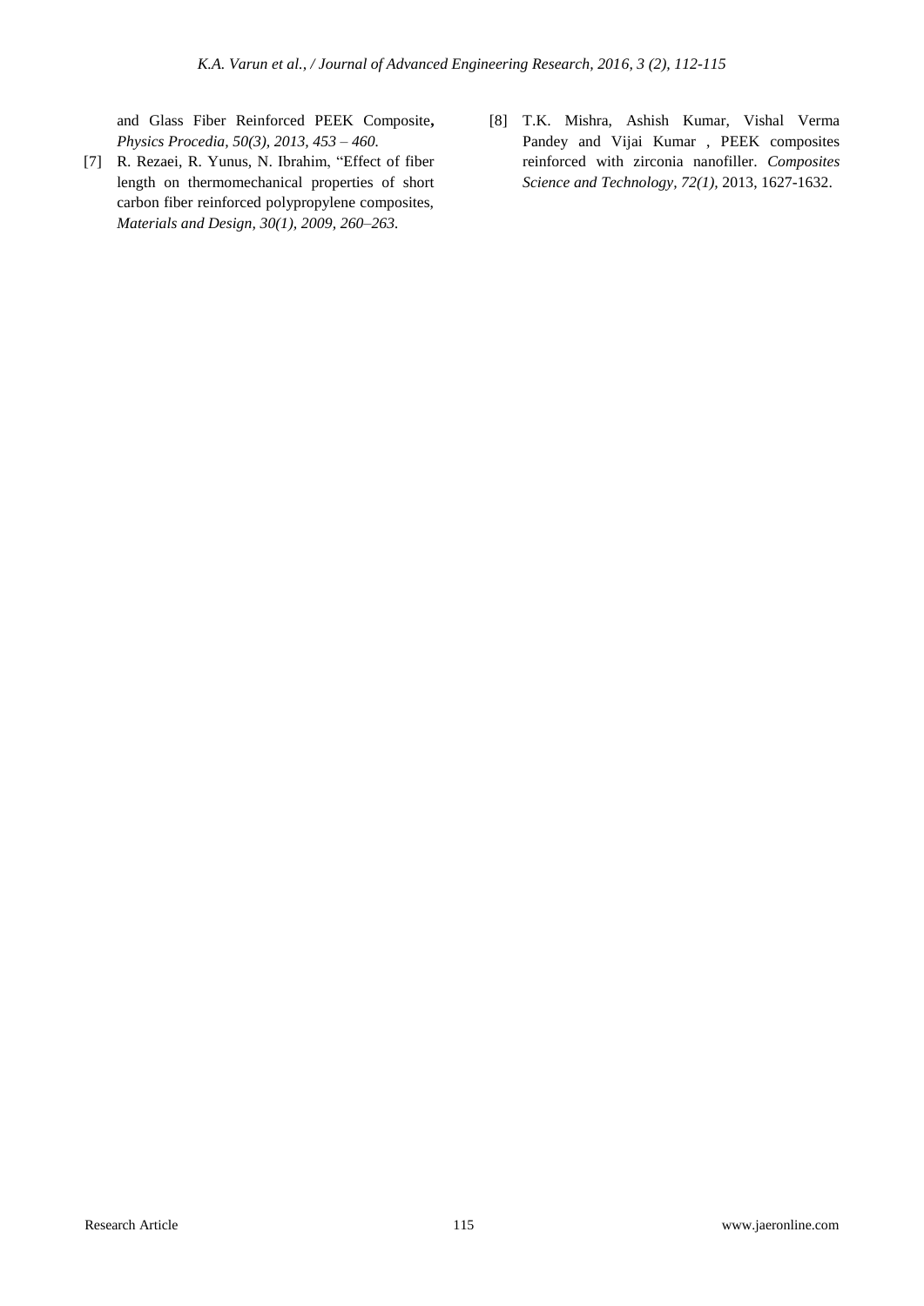and Glass Fiber Reinforced PEEK Composite**,** *Physics Procedia, 50(3), 2013, 453 – 460.*

[7] R. Rezaei, R. Yunus, N. Ibrahim, "Effect of fiber length on thermomechanical properties of short carbon fiber reinforced polypropylene composites, *Materials and Design, 30(1), 2009, 260–263.*

[8] T.K. Mishra, Ashish Kumar, Vishal Verma Pandey and Vijai Kumar , PEEK composites reinforced with zirconia nanofiller. *Composites Science and Technology, 72(1),* 2013, 1627-1632.